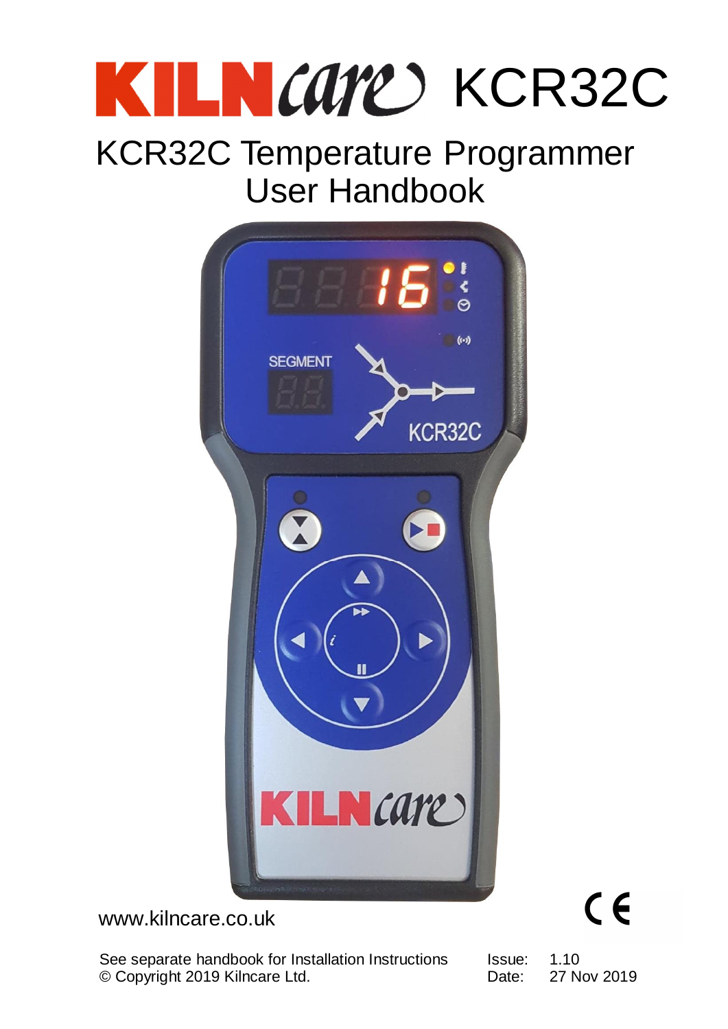# KILNcare KCR32C

## KCR32C Temperature Programmer User Handbook

www.kilncare.co.uk

See separate handbook for Installation Instructions
© Copyright 2019 Kilncare Ltd.

Issue: 1.10
Date: 27 Nov 2019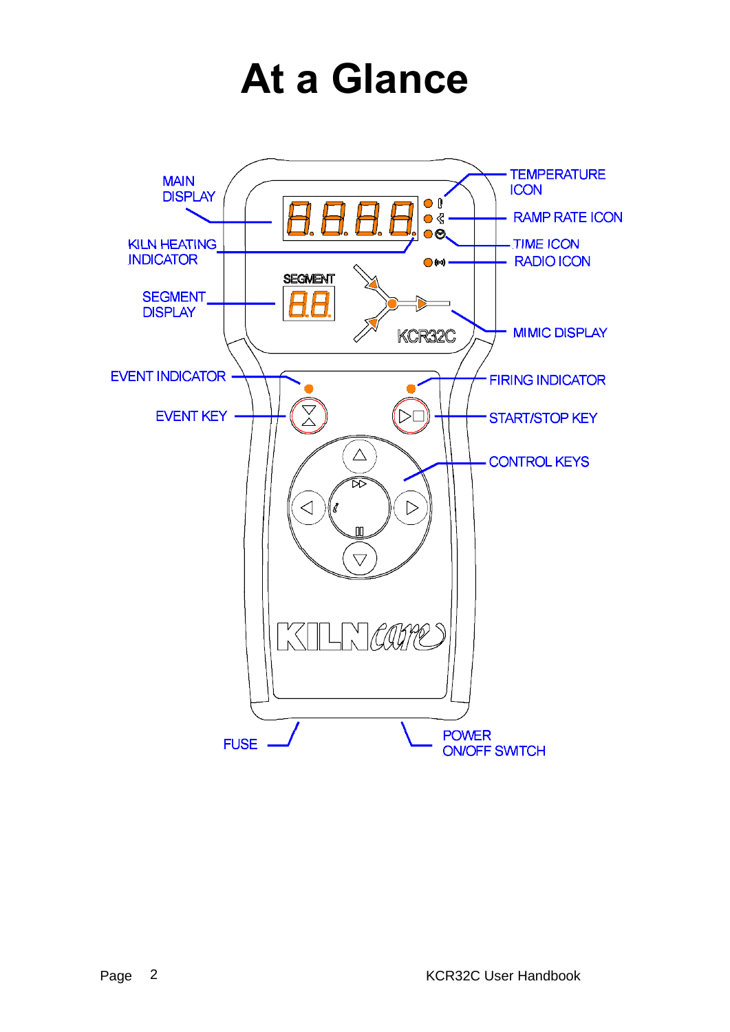# At a Glance

MAIN DISPLAY

KILN HEATING INDICATOR

SEGMENT DISPLAY

TEMPERATURE ICON

RAMP RATE ICON

TIME ICON

RADIO ICON

MIMIC DISPLAY

SEGMENT

KCR32C

EVENT INDICATOR

EVENT KEY

FIRING INDICATOR

START/STOP KEY

CONTROL KEYS

KILNcare

FUSE

POWER ON/OFF SWITCH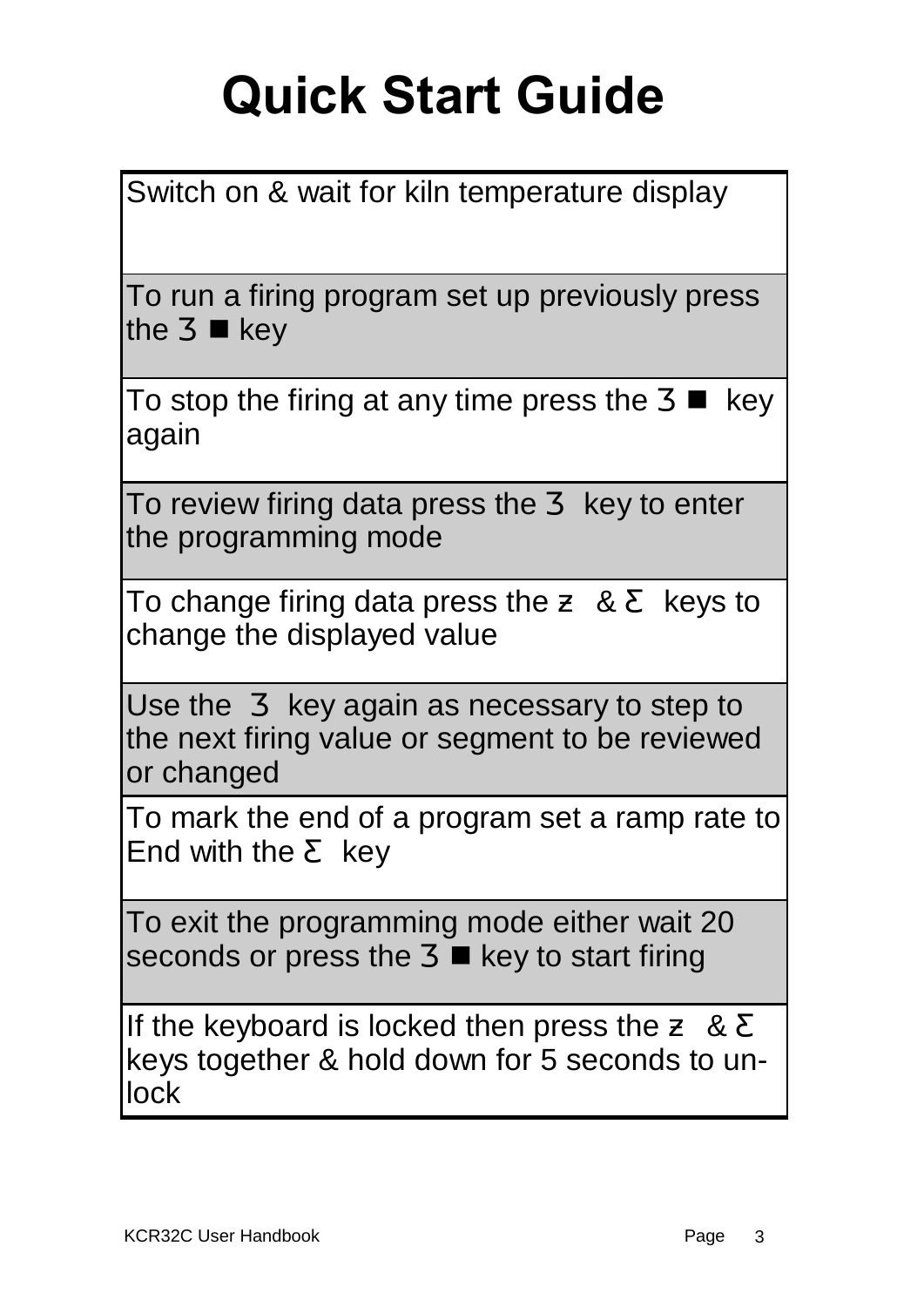# Quick Start Guide

| |
|---|
| Switch on & wait for kiln temperature display |
| To run a firing program set up previously press the 3 ■ key |
| To stop the firing at any time press the 3 ■ key again |
| To review firing data press the 3 key to enter the programming mode |
| To change firing data press the ƶ & Ƹ keys to change the displayed value |
| Use the 3 key again as necessary to step to the next firing value or segment to be reviewed or changed |
| To mark the end of a program set a ramp rate to End with the Ƹ key |
| To exit the programming mode either wait 20 seconds or press the 3 ■ key to start firing |
| If the keyboard is locked then press the ƶ & Ƹ keys together & hold down for 5 seconds to un-lock |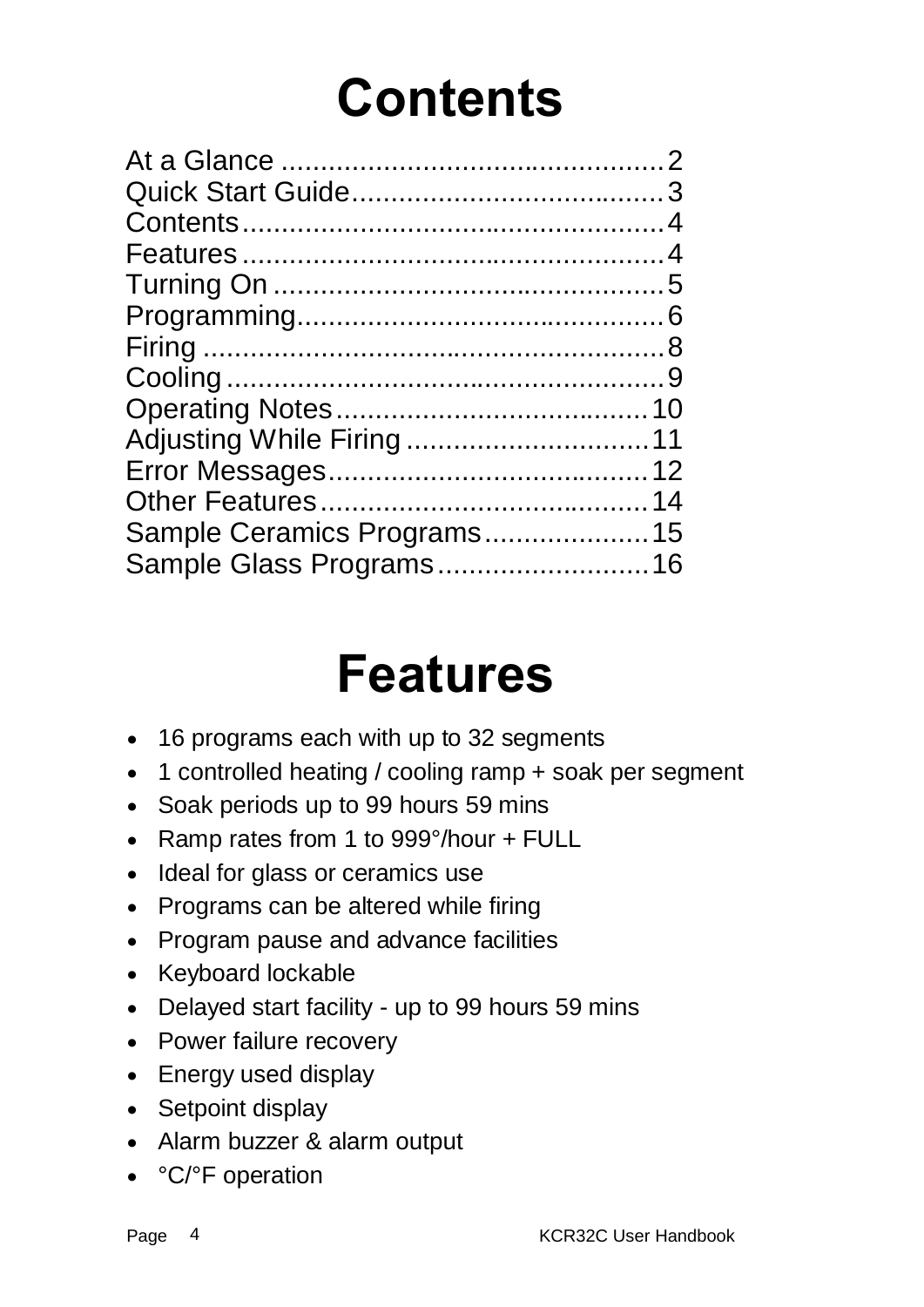# Contents

| | |
|---|---|
| At a Glance | 2 |
| Quick Start Guide | 3 |
| Contents | 4 |
| Features | 4 |
| Turning On | 5 |
| Programming | 6 |
| Firing | 8 |
| Cooling | 9 |
| Operating Notes | 10 |
| Adjusting While Firing | 11 |
| Error Messages | 12 |
| Other Features | 14 |
| Sample Ceramics Programs | 15 |
| Sample Glass Programs | 16 |

# Features

- 16 programs each with up to 32 segments
- 1 controlled heating / cooling ramp + soak per segment
- Soak periods up to 99 hours 59 mins
- Ramp rates from 1 to 999°/hour + FULL
- Ideal for glass or ceramics use
- Programs can be altered while firing
- Program pause and advance facilities
- Keyboard lockable
- Delayed start facility - up to 99 hours 59 mins
- Power failure recovery
- Energy used display
- Setpoint display
- Alarm buzzer & alarm output
- °C/°F operation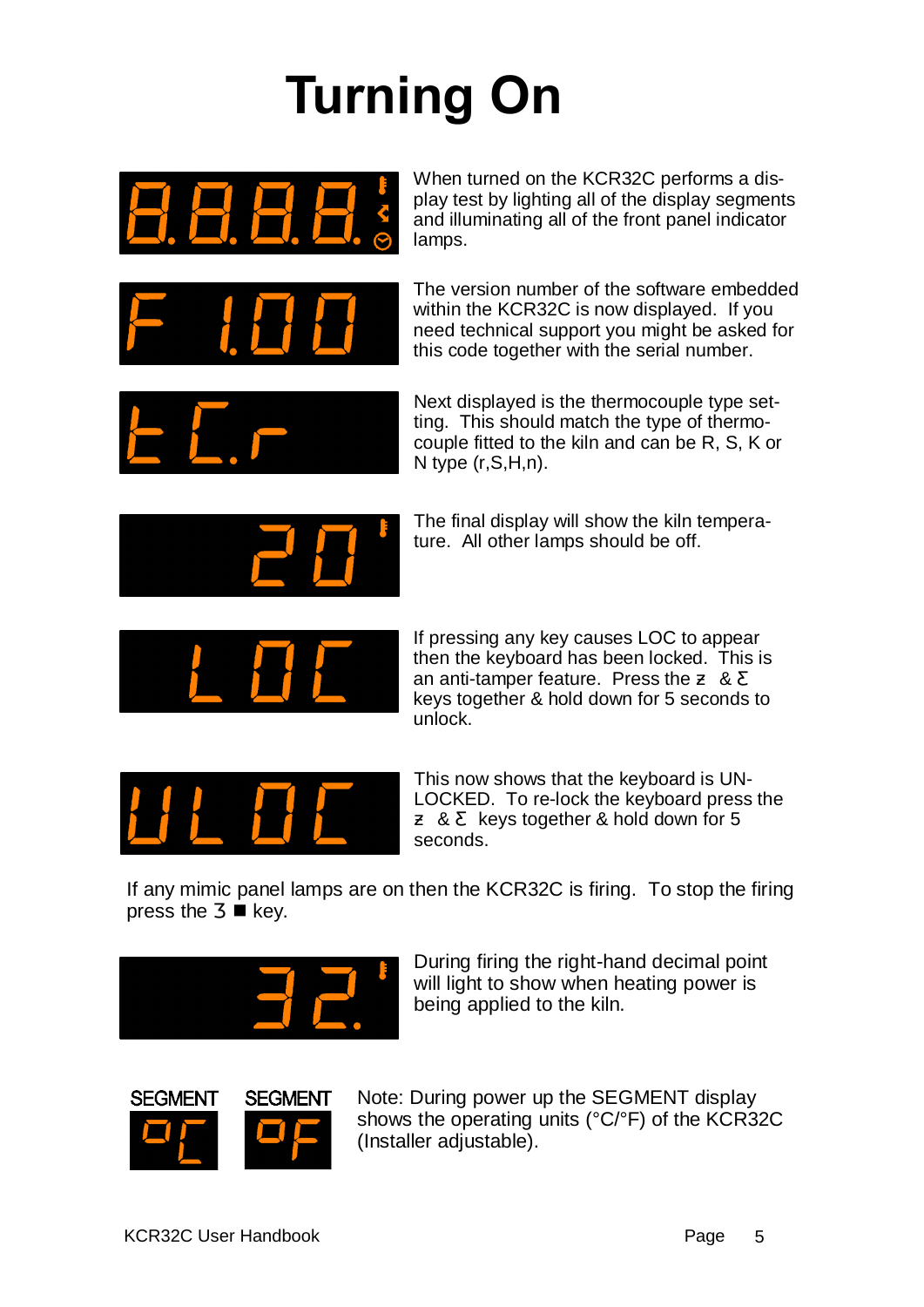# Turning On

When turned on the KCR32C performs a display test by lighting all of the display segments and illuminating all of the front panel indicator lamps.

The version number of the software embedded within the KCR32C is now displayed. If you need technical support you might be asked for this code together with the serial number.

Next displayed is the thermocouple type setting. This should match the type of thermocouple fitted to the kiln and can be R, S, K or N type (r,S,H,n).

The final display will show the kiln temperature. All other lamps should be off.

If pressing any key causes LOC to appear then the keyboard has been locked. This is an anti-tamper feature. Press the ƶ & Ƹ keys together & hold down for 5 seconds to unlock.

This now shows that the keyboard is UNLOCKED. To re-lock the keyboard press the ƶ & Ƹ keys together & hold down for 5 seconds.

If any mimic panel lamps are on then the KCR32C is firing. To stop the firing press the 3 ■ key.

During firing the right-hand decimal point will light to show when heating power is being applied to the kiln.

SEGMENT SEGMENT

Note: During power up the SEGMENT display shows the operating units (°C/°F) of the KCR32C (Installer adjustable).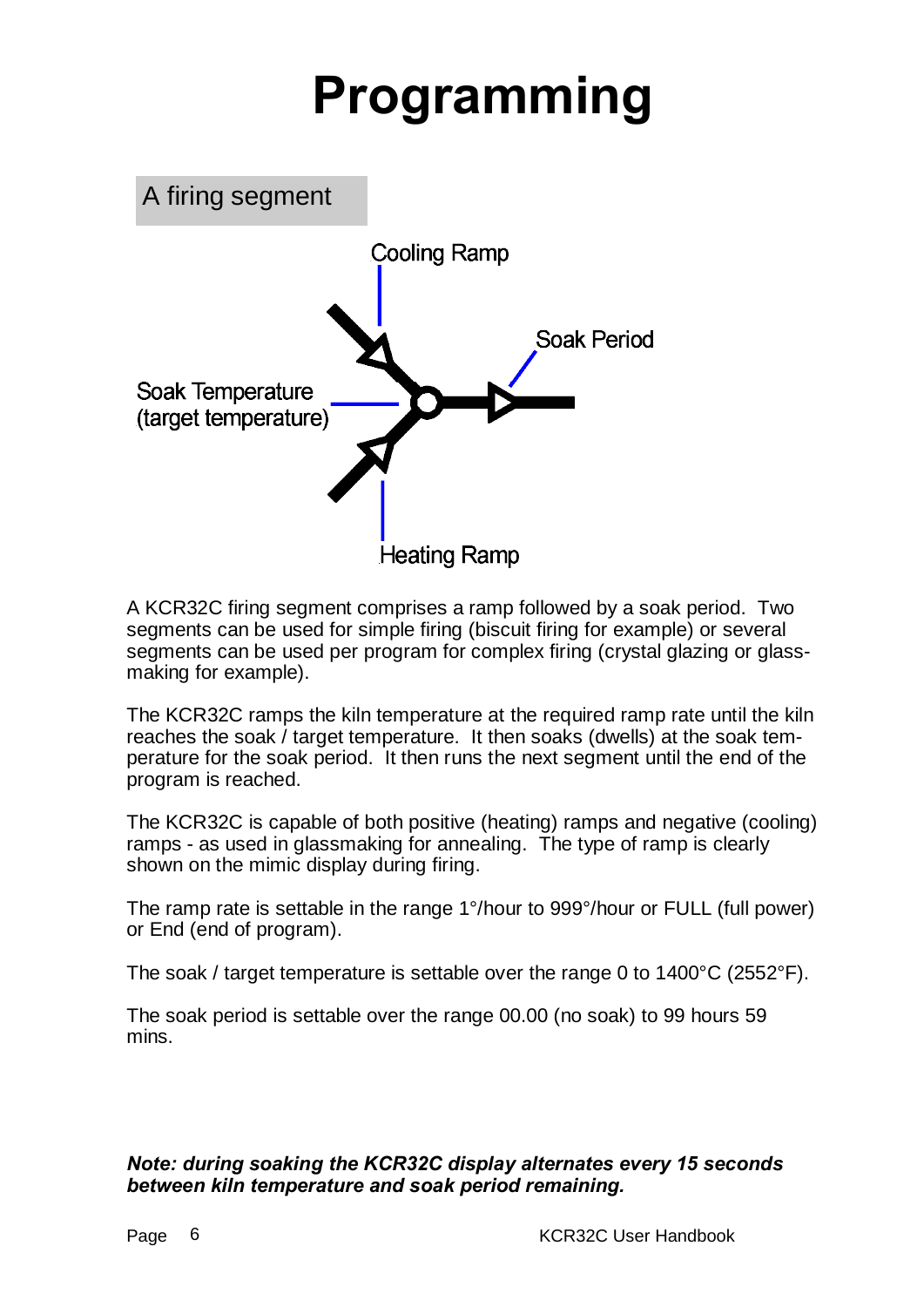# Programming

## A firing segment

Cooling Ramp

Soak Period

Soak Temperature
(target temperature)

Heating Ramp

A KCR32C firing segment comprises a ramp followed by a soak period. Two segments can be used for simple firing (biscuit firing for example) or several segments can be used per program for complex firing (crystal glazing or glass-making for example).

The KCR32C ramps the kiln temperature at the required ramp rate until the kiln reaches the soak / target temperature. It then soaks (dwells) at the soak temperature for the soak period. It then runs the next segment until the end of the program is reached.

The KCR32C is capable of both positive (heating) ramps and negative (cooling) ramps - as used in glassmaking for annealing. The type of ramp is clearly shown on the mimic display during firing.

The ramp rate is settable in the range 1°/hour to 999°/hour or FULL (full power) or End (end of program).

The soak / target temperature is settable over the range 0 to 1400°C (2552°F).

The soak period is settable over the range 00.00 (no soak) to 99 hours 59 mins.

***Note: during soaking the KCR32C display alternates every 15 seconds between kiln temperature and soak period remaining.***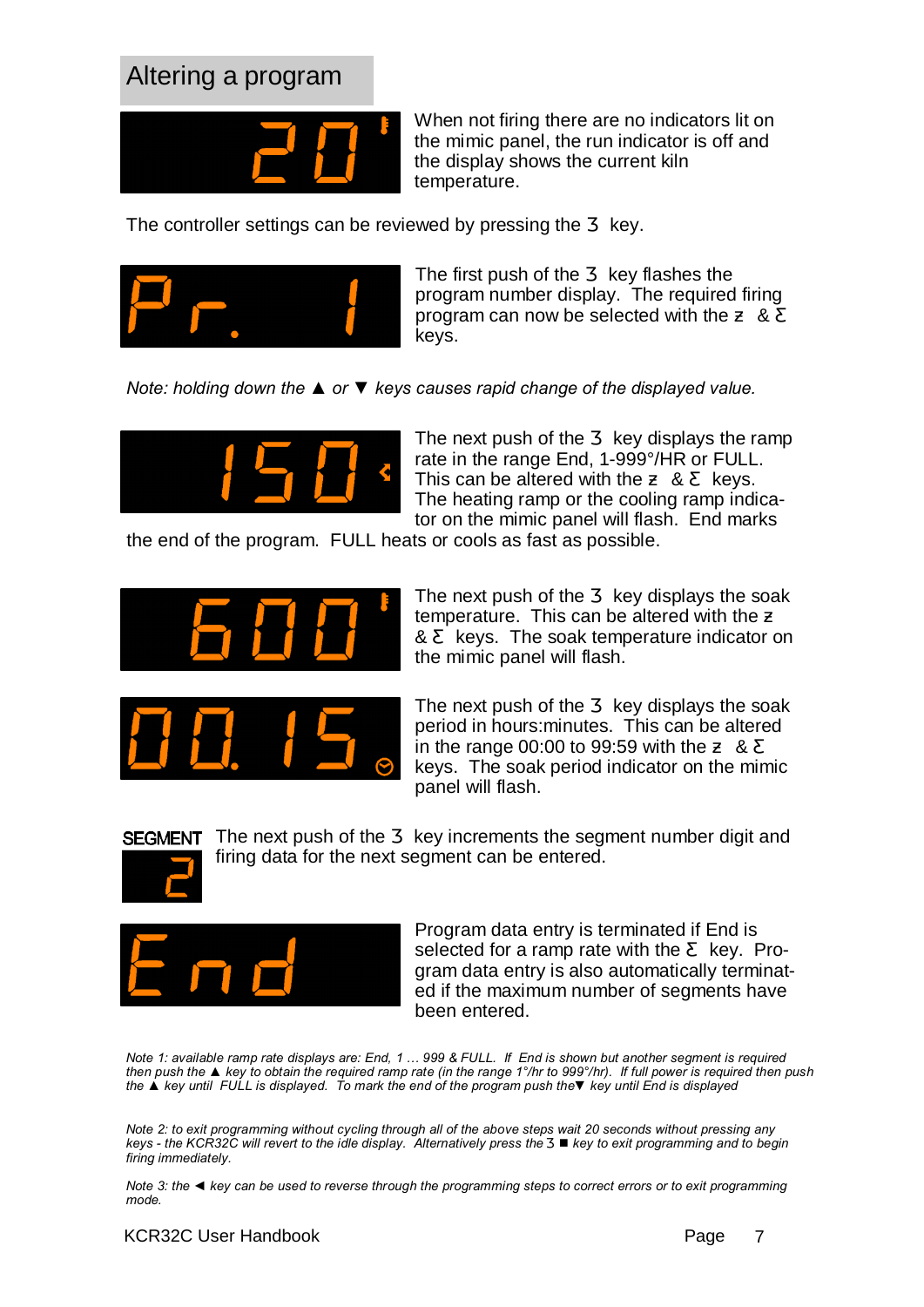## Altering a program

20

When not firing there are no indicators lit on the mimic panel, the run indicator is off and the display shows the current kiln temperature.

The controller settings can be reviewed by pressing the 3 key.

Pr. 1

The first push of the 3 key flashes the program number display. The required firing program can now be selected with the ▲ & ▼ keys.

*Note: holding down the ▲ or ▼ keys causes rapid change of the displayed value.*

150

The next push of the 3 key displays the ramp rate in the range End, 1-999°/HR or FULL. This can be altered with the ▲ & ▼ keys. The heating ramp or the cooling ramp indicator on the mimic panel will flash. End marks the end of the program. FULL heats or cools as fast as possible.

600

The next push of the 3 key displays the soak temperature. This can be altered with the ▲ & ▼ keys. The soak temperature indicator on the mimic panel will flash.

00.15

The next push of the 3 key displays the soak period in hours:minutes. This can be altered in the range 00:00 to 99:59 with the ▲ & ▼ keys. The soak period indicator on the mimic panel will flash.

SEGMENT 2

The next push of the 3 key increments the segment number digit and firing data for the next segment can be entered.

End

Program data entry is terminated if End is selected for a ramp rate with the ▼ key. Program data entry is also automatically terminated if the maximum number of segments have been entered.

*Note 1: available ramp rate displays are: End, 1 … 999 & FULL. If End is shown but another segment is required then push the ▲ key to obtain the required ramp rate (in the range 1°/hr to 999°/hr). If full power is required then push the ▲ key until FULL is displayed. To mark the end of the program push the▼ key until End is displayed*

*Note 2: to exit programming without cycling through all of the above steps wait 20 seconds without pressing any keys - the KCR32C will revert to the idle display. Alternatively press the 3 ■ key to exit programming and to begin firing immediately.*

*Note 3: the ◄ key can be used to reverse through the programming steps to correct errors or to exit programming mode.*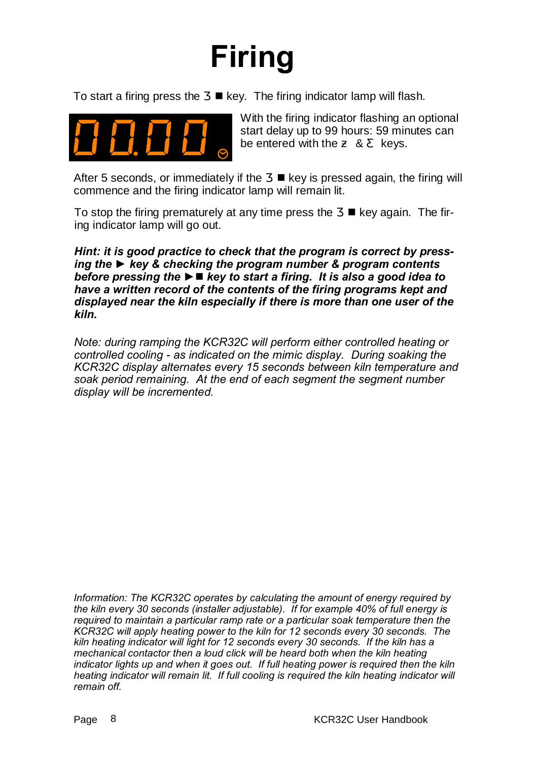# Firing

To start a firing press the 3 ■ key. The firing indicator lamp will flash.

With the firing indicator flashing an optional start delay up to 99 hours: 59 minutes can be entered with the ƶ & Ƹ keys.

After 5 seconds, or immediately if the 3 ■ key is pressed again, the firing will commence and the firing indicator lamp will remain lit.

To stop the firing prematurely at any time press the 3 ■ key again. The firing indicator lamp will go out.

***Hint: it is good practice to check that the program is correct by pressing the ► key & checking the program number & program contents before pressing the ►■ key to start a firing. It is also a good idea to have a written record of the contents of the firing programs kept and displayed near the kiln especially if there is more than one user of the kiln.***

*Note: during ramping the KCR32C will perform either controlled heating or controlled cooling - as indicated on the mimic display. During soaking the KCR32C display alternates every 15 seconds between kiln temperature and soak period remaining. At the end of each segment the segment number display will be incremented.*

*Information: The KCR32C operates by calculating the amount of energy required by the kiln every 30 seconds (installer adjustable). If for example 40% of full energy is required to maintain a particular ramp rate or a particular soak temperature then the KCR32C will apply heating power to the kiln for 12 seconds every 30 seconds. The kiln heating indicator will light for 12 seconds every 30 seconds. If the kiln has a mechanical contactor then a loud click will be heard both when the kiln heating indicator lights up and when it goes out. If full heating power is required then the kiln heating indicator will remain lit. If full cooling is required the kiln heating indicator will remain off.*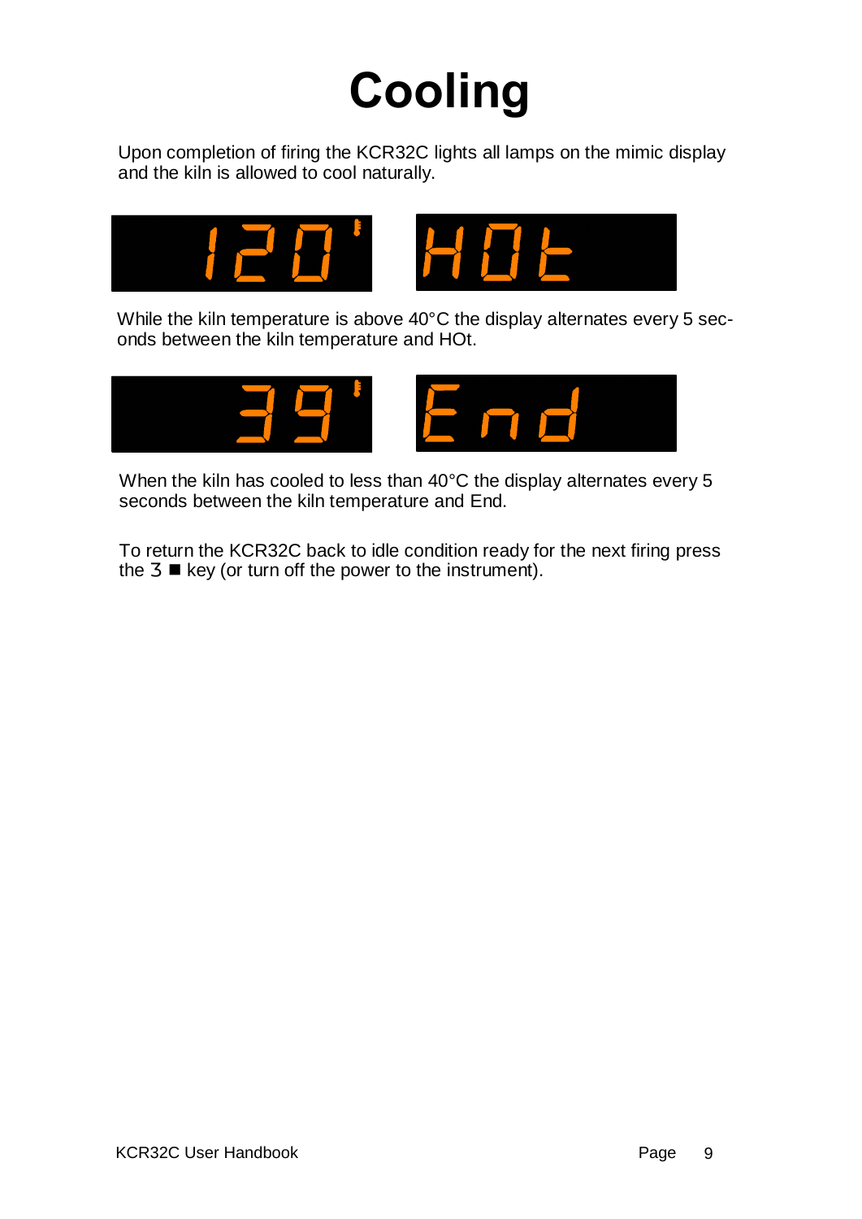# Cooling

Upon completion of firing the KCR32C lights all lamps on the mimic display and the kiln is allowed to cool naturally.

While the kiln temperature is above 40°C the display alternates every 5 seconds between the kiln temperature and HOt.

When the kiln has cooled to less than 40°C the display alternates every 5 seconds between the kiln temperature and End.

To return the KCR32C back to idle condition ready for the next firing press the 3 ■ key (or turn off the power to the instrument).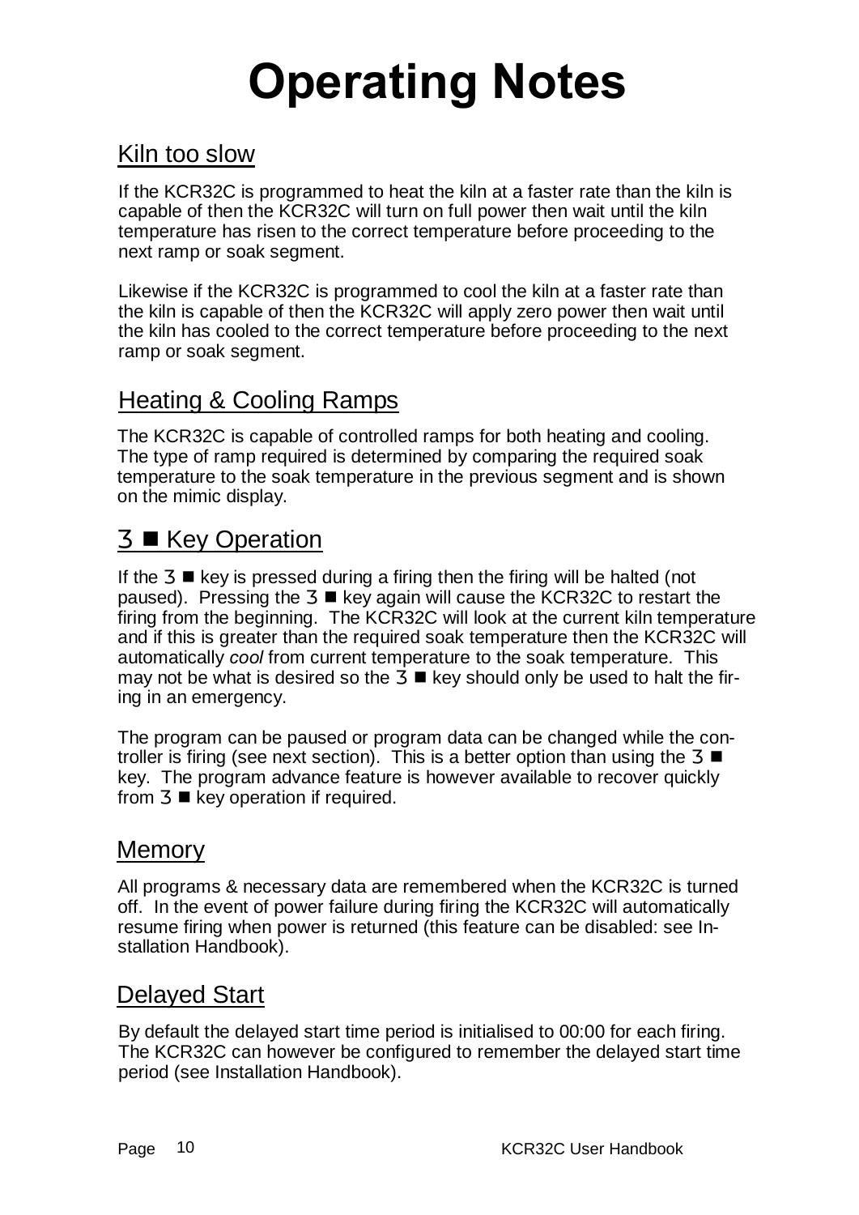# Operating Notes

## Kiln too slow

If the KCR32C is programmed to heat the kiln at a faster rate than the kiln is capable of then the KCR32C will turn on full power then wait until the kiln temperature has risen to the correct temperature before proceeding to the next ramp or soak segment.

Likewise if the KCR32C is programmed to cool the kiln at a faster rate than the kiln is capable of then the KCR32C will apply zero power then wait until the kiln has cooled to the correct temperature before proceeding to the next ramp or soak segment.

## Heating & Cooling Ramps

The KCR32C is capable of controlled ramps for both heating and cooling. The type of ramp required is determined by comparing the required soak temperature to the soak temperature in the previous segment and is shown on the mimic display.

## 3 ■ Key Operation

If the 3 ■ key is pressed during a firing then the firing will be halted (not paused). Pressing the 3 ■ key again will cause the KCR32C to restart the firing from the beginning. The KCR32C will look at the current kiln temperature and if this is greater than the required soak temperature then the KCR32C will automatically *cool* from current temperature to the soak temperature. This may not be what is desired so the 3 ■ key should only be used to halt the firing in an emergency.

The program can be paused or program data can be changed while the controller is firing (see next section). This is a better option than using the 3 ■ key. The program advance feature is however available to recover quickly from 3 ■ key operation if required.

## Memory

All programs & necessary data are remembered when the KCR32C is turned off. In the event of power failure during firing the KCR32C will automatically resume firing when power is returned (this feature can be disabled: see Installation Handbook).

## Delayed Start

By default the delayed start time period is initialised to 00:00 for each firing. The KCR32C can however be configured to remember the delayed start time period (see Installation Handbook).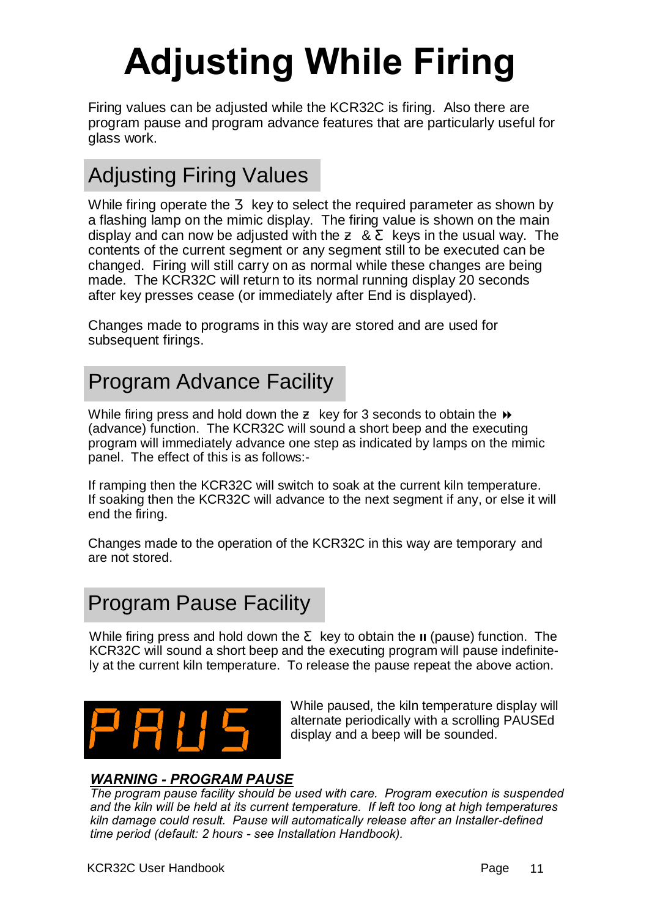# Adjusting While Firing

Firing values can be adjusted while the KCR32C is firing. Also there are program pause and program advance features that are particularly useful for glass work.

## Adjusting Firing Values

While firing operate the 3 key to select the required parameter as shown by a flashing lamp on the mimic display. The firing value is shown on the main display and can now be adjusted with the ƶ & Ƹ keys in the usual way. The contents of the current segment or any segment still to be executed can be changed. Firing will still carry on as normal while these changes are being made. The KCR32C will return to its normal running display 20 seconds after key presses cease (or immediately after End is displayed).

Changes made to programs in this way are stored and are used for subsequent firings.

## Program Advance Facility

While firing press and hold down the ƶ key for 3 seconds to obtain the ⏩ (advance) function. The KCR32C will sound a short beep and the executing program will immediately advance one step as indicated by lamps on the mimic panel. The effect of this is as follows:-

If ramping then the KCR32C will switch to soak at the current kiln temperature. If soaking then the KCR32C will advance to the next segment if any, or else it will end the firing.

Changes made to the operation of the KCR32C in this way are temporary and are not stored.

## Program Pause Facility

While firing press and hold down the Ƹ key to obtain the ⏸ (pause) function. The KCR32C will sound a short beep and the executing program will pause indefinitely at the current kiln temperature. To release the pause repeat the above action.

PAUS

While paused, the kiln temperature display will alternate periodically with a scrolling PAUSEd display and a beep will be sounded.

***WARNING - PROGRAM PAUSE***

*The program pause facility should be used with care. Program execution is suspended and the kiln will be held at its current temperature. If left too long at high temperatures kiln damage could result. Pause will automatically release after an Installer-defined time period (default: 2 hours - see Installation Handbook).*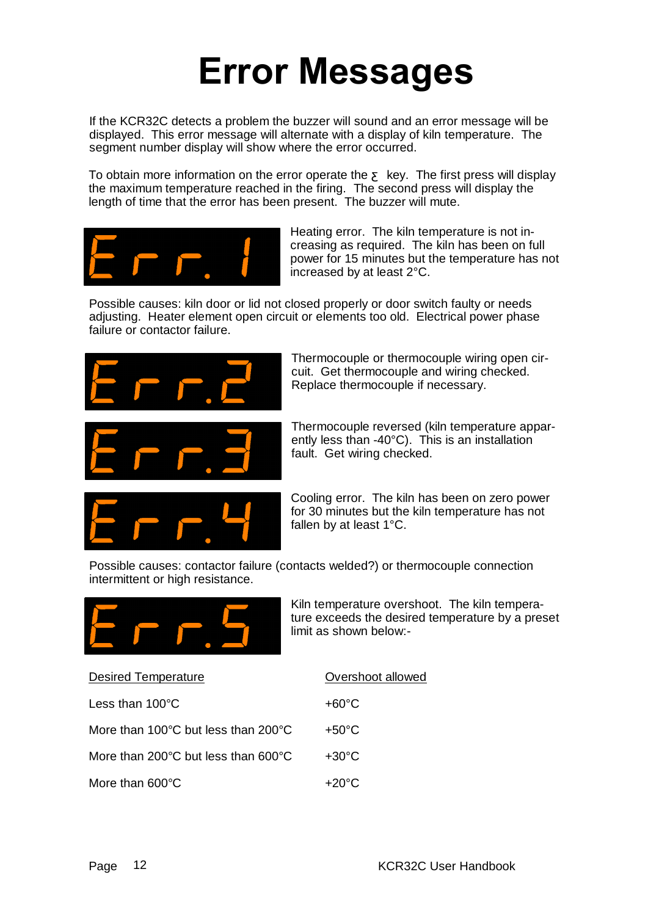# Error Messages

If the KCR32C detects a problem the buzzer will sound and an error message will be displayed. This error message will alternate with a display of kiln temperature. The segment number display will show where the error occurred.

To obtain more information on the error operate the Σ key. The first press will display the maximum temperature reached in the firing. The second press will display the length of time that the error has been present. The buzzer will mute.

**Err.1**

Heating error. The kiln temperature is not increasing as required. The kiln has been on full power for 15 minutes but the temperature has not increased by at least 2°C.

Possible causes: kiln door or lid not closed properly or door switch faulty or needs adjusting. Heater element open circuit or elements too old. Electrical power phase failure or contactor failure.

**Err.2**

Thermocouple or thermocouple wiring open circuit. Get thermocouple and wiring checked. Replace thermocouple if necessary.

**Err.3**

Thermocouple reversed (kiln temperature apparently less than -40°C). This is an installation fault. Get wiring checked.

**Err.4**

Cooling error. The kiln has been on zero power for 30 minutes but the kiln temperature has not fallen by at least 1°C.

Possible causes: contactor failure (contacts welded?) or thermocouple connection intermittent or high resistance.

**Err.5**

Kiln temperature overshoot. The kiln temperature exceeds the desired temperature by a preset limit as shown below:-

| Desired Temperature | Overshoot allowed |
|---|---|
| Less than 100°C | +60°C |
| More than 100°C but less than 200°C | +50°C |
| More than 200°C but less than 600°C | +30°C |
| More than 600°C | +20°C |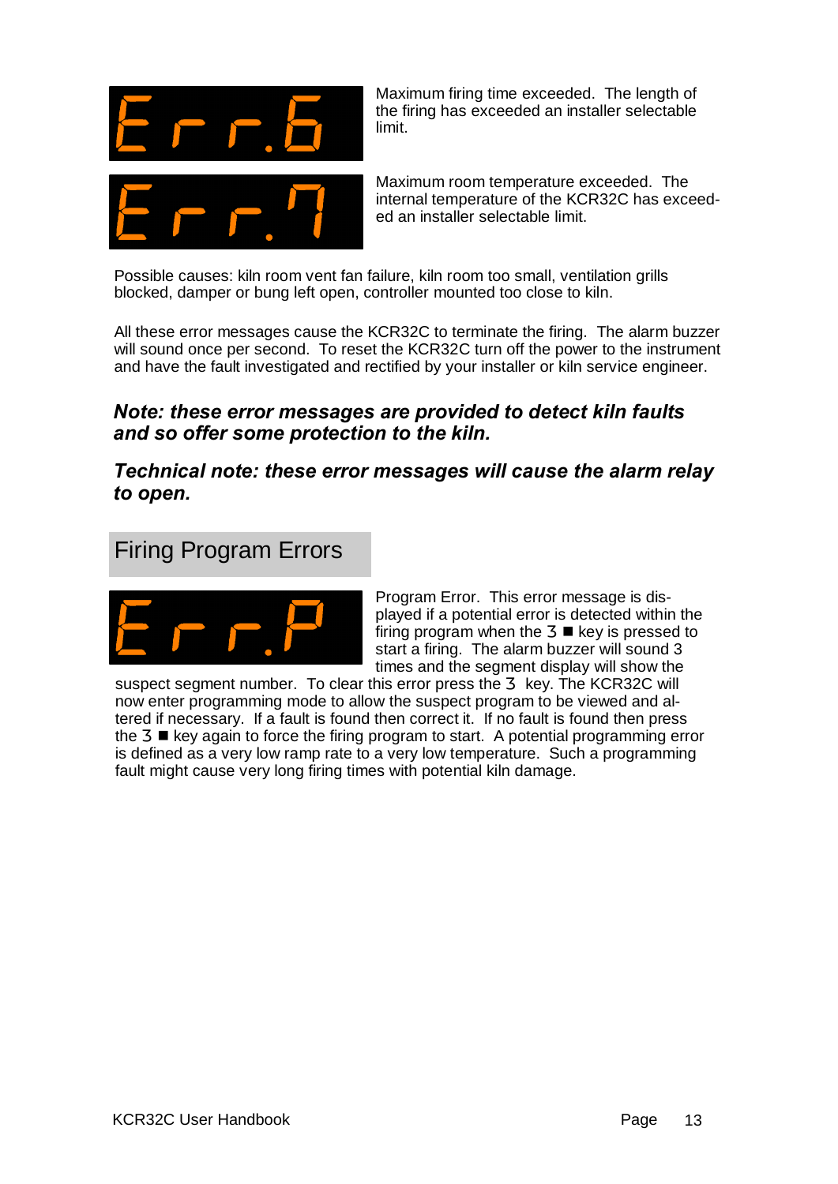**Err.6** — Maximum firing time exceeded. The length of the firing has exceeded an installer selectable limit.

**Err.7** — Maximum room temperature exceeded. The internal temperature of the KCR32C has exceeded an installer selectable limit.

Possible causes: kiln room vent fan failure, kiln room too small, ventilation grills blocked, damper or bung left open, controller mounted too close to kiln.

All these error messages cause the KCR32C to terminate the firing. The alarm buzzer will sound once per second. To reset the KCR32C turn off the power to the instrument and have the fault investigated and rectified by your installer or kiln service engineer.

***Note: these error messages are provided to detect kiln faults and so offer some protection to the kiln.***

***Technical note: these error messages will cause the alarm relay to open.***

## Firing Program Errors

**Err.P** — Program Error. This error message is displayed if a potential error is detected within the firing program when the 3 ■ key is pressed to start a firing. The alarm buzzer will sound 3 times and the segment display will show the suspect segment number. To clear this error press the 3 key. The KCR32C will now enter programming mode to allow the suspect program to be viewed and altered if necessary. If a fault is found then correct it. If no fault is found then press the 3 ■ key again to force the firing program to start. A potential programming error is defined as a very low ramp rate to a very low temperature. Such a programming fault might cause very long firing times with potential kiln damage.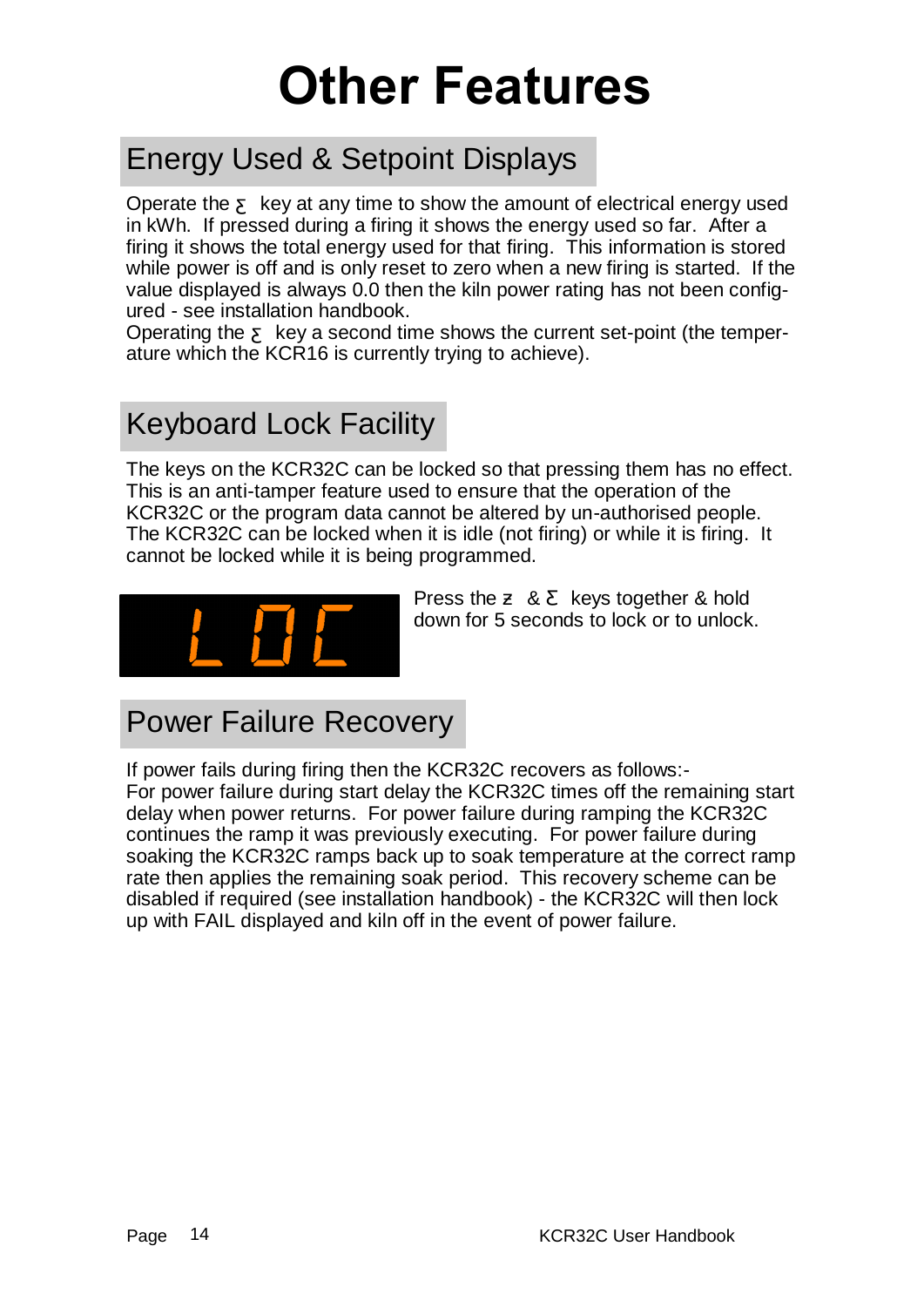# Other Features

## Energy Used & Setpoint Displays

Operate the ε key at any time to show the amount of electrical energy used in kWh. If pressed during a firing it shows the energy used so far. After a firing it shows the total energy used for that firing. This information is stored while power is off and is only reset to zero when a new firing is started. If the value displayed is always 0.0 then the kiln power rating has not been configured - see installation handbook.
Operating the ε key a second time shows the current set-point (the temperature which the KCR16 is currently trying to achieve).

## Keyboard Lock Facility

The keys on the KCR32C can be locked so that pressing them has no effect. This is an anti-tamper feature used to ensure that the operation of the KCR32C or the program data cannot be altered by un-authorised people. The KCR32C can be locked when it is idle (not firing) or while it is firing. It cannot be locked while it is being programmed.

LOC

Press the ƶ & Ɛ keys together & hold down for 5 seconds to lock or to unlock.

## Power Failure Recovery

If power fails during firing then the KCR32C recovers as follows:-
For power failure during start delay the KCR32C times off the remaining start delay when power returns. For power failure during ramping the KCR32C continues the ramp it was previously executing. For power failure during soaking the KCR32C ramps back up to soak temperature at the correct ramp rate then applies the remaining soak period. This recovery scheme can be disabled if required (see installation handbook) - the KCR32C will then lock up with FAIL displayed and kiln off in the event of power failure.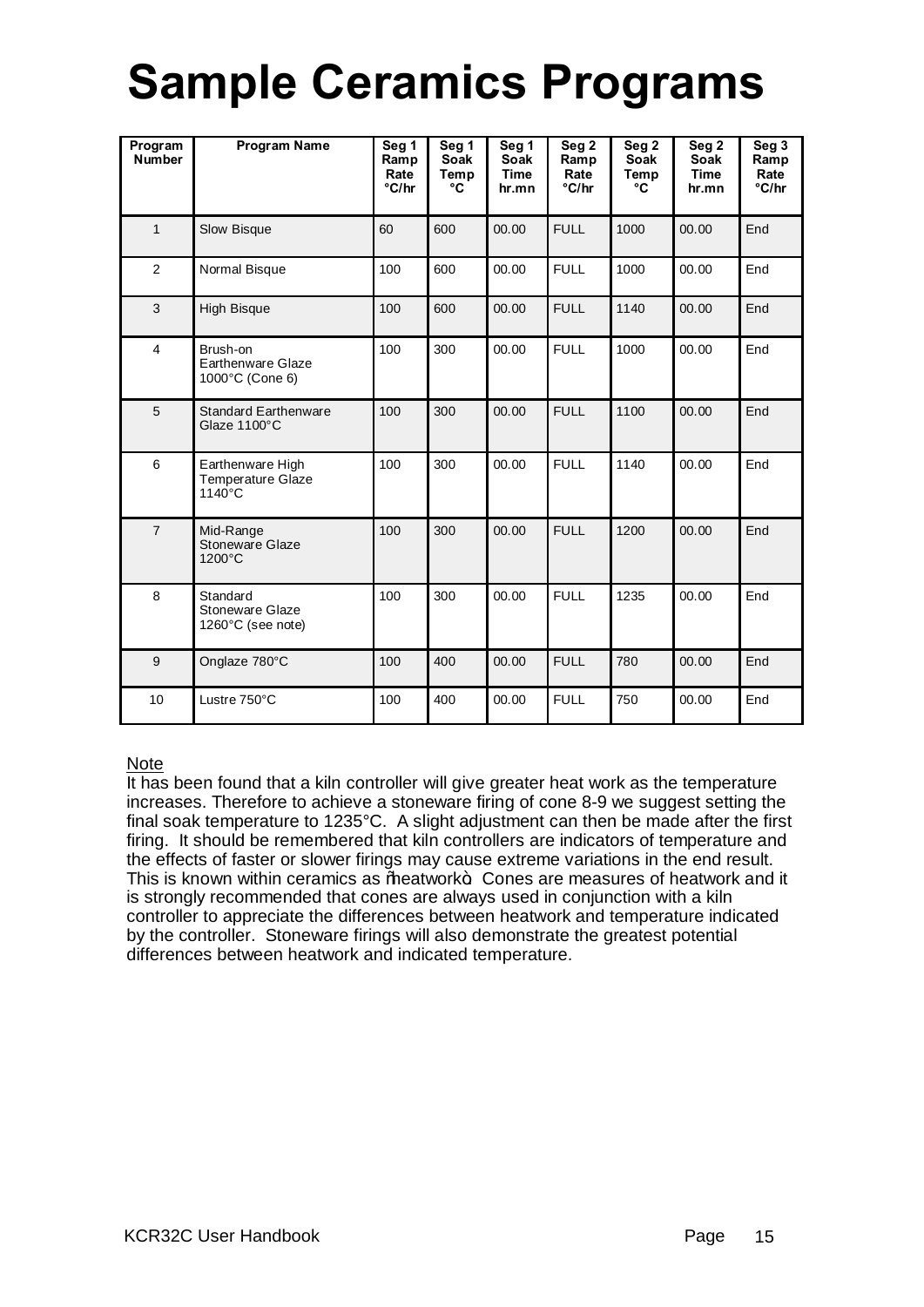# Sample Ceramics Programs

| Program Number | Program Name | Seg 1 Ramp Rate °C/hr | Seg 1 Soak Temp °C | Seg 1 Soak Time hr.mn | Seg 2 Ramp Rate °C/hr | Seg 2 Soak Temp °C | Seg 2 Soak Time hr.mn | Seg 3 Ramp Rate °C/hr |
|---|---|---|---|---|---|---|---|---|
| 1 | Slow Bisque | 60 | 600 | 00.00 | FULL | 1000 | 00.00 | End |
| 2 | Normal Bisque | 100 | 600 | 00.00 | FULL | 1000 | 00.00 | End |
| 3 | High Bisque | 100 | 600 | 00.00 | FULL | 1140 | 00.00 | End |
| 4 | Brush-on Earthenware Glaze 1000°C (Cone 6) | 100 | 300 | 00.00 | FULL | 1000 | 00.00 | End |
| 5 | Standard Earthenware Glaze 1100°C | 100 | 300 | 00.00 | FULL | 1100 | 00.00 | End |
| 6 | Earthenware High Temperature Glaze 1140°C | 100 | 300 | 00.00 | FULL | 1140 | 00.00 | End |
| 7 | Mid-Range Stoneware Glaze 1200°C | 100 | 300 | 00.00 | FULL | 1200 | 00.00 | End |
| 8 | Standard Stoneware Glaze 1260°C (see note) | 100 | 300 | 00.00 | FULL | 1235 | 00.00 | End |
| 9 | Onglaze 780°C | 100 | 400 | 00.00 | FULL | 780 | 00.00 | End |
| 10 | Lustre 750°C | 100 | 400 | 00.00 | FULL | 750 | 00.00 | End |

Note

It has been found that a kiln controller will give greater heat work as the temperature increases. Therefore to achieve a stoneware firing of cone 8-9 we suggest setting the final soak temperature to 1235°C. A slight adjustment can then be made after the first firing. It should be remembered that kiln controllers are indicators of temperature and the effects of faster or slower firings may cause extreme variations in the end result. This is known within ceramics as "heatwork". Cones are measures of heatwork and it is strongly recommended that cones are always used in conjunction with a kiln controller to appreciate the differences between heatwork and temperature indicated by the controller. Stoneware firings will also demonstrate the greatest potential differences between heatwork and indicated temperature.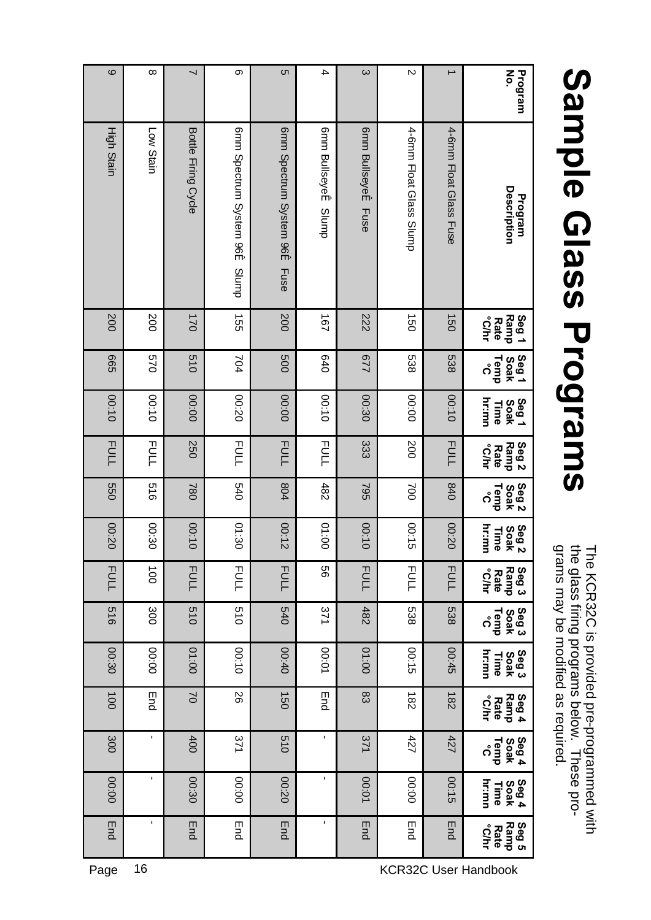# Sample Glass Programs

The KCR32C is provided pre-programmed with the glass firing programs below. These programs may be modified as required.

| Program No. | Program Description | Seg 1 Ramp Rate °C/hr | Seg 1 Soak Temp °C | Seg 1 Soak Time hr:mn | Seg 2 Ramp Rate °C/hr | Seg 2 Soak Temp °C | Seg 2 Soak Time hr:mn | Seg 3 Ramp Rate °C/hr | Seg 3 Soak Temp °C | Seg 3 Soak Time hr:mn | Seg 4 Ramp Rate °C/hr | Seg 4 Soak Temp °C | Seg 4 Soak Time hr:mn | Seg 5 Ramp Rate °C/hr |
|---|---|---|---|---|---|---|---|---|---|---|---|---|---|---|
| 1 | 4-6mm Float Glass Fuse | 150 | 538 | 00:10 | FULL | 840 | 00:20 | FULL | 538 | 00:45 | 182 | 427 | 00:15 | End |
| 2 | 4-6mm Float Glass Slump | 150 | 538 | 00:00 | 200 | 700 | 00:15 | FULL | 538 | 00:15 | 182 | 427 | 00:00 | End |
| 3 | 6mm BullseyeÊ Fuse | 222 | 677 | 00:30 | 333 | 795 | 00:10 | FULL | 482 | 01:00 | 83 | 371 | 00:01 | End |
| 4 | 6mm BullseyeÊ Slump | 167 | 640 | 00:10 | FULL | 482 | 01:00 | 56 | 371 | 00:01 | End | - | - | - |
| 5 | 6mm Spectrum System 96Ê Fuse | 200 | 500 | 00:00 | FULL | 804 | 00:12 | FULL | 540 | 00:40 | 150 | 510 | 00:20 | End |
| 6 | 6mm Spectrum System 96Ê Slump | 155 | 704 | 00:20 | FULL | 540 | 01:30 | FULL | 510 | 00:10 | 26 | 371 | 00:00 | End |
| 7 | Bottle Firing Cycle | 170 | 510 | 00:00 | 250 | 780 | 00:10 | FULL | 510 | 01:00 | 70 | 400 | 00:30 | End |
| 8 | Low Stain | 200 | 570 | 00:10 | FULL | 516 | 00:30 | 100 | 300 | 00:00 | End | - | - | - |
| 9 | High Stain | 200 | 665 | 00:10 | FULL | 550 | 00:20 | FULL | 516 | 00:30 | 100 | 300 | 00:00 | End |